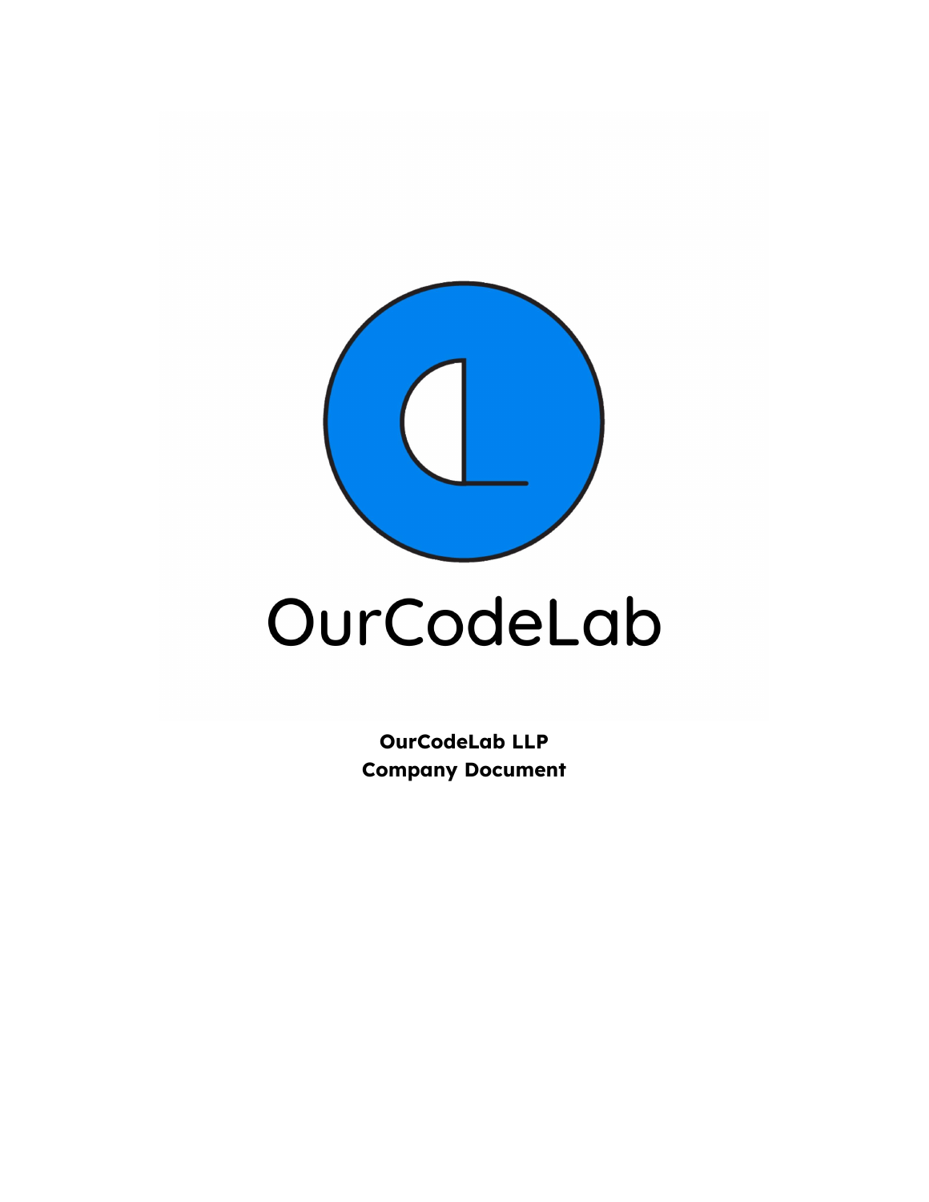OurCodeLab

**OurCodeLab LLP**
**Company Document**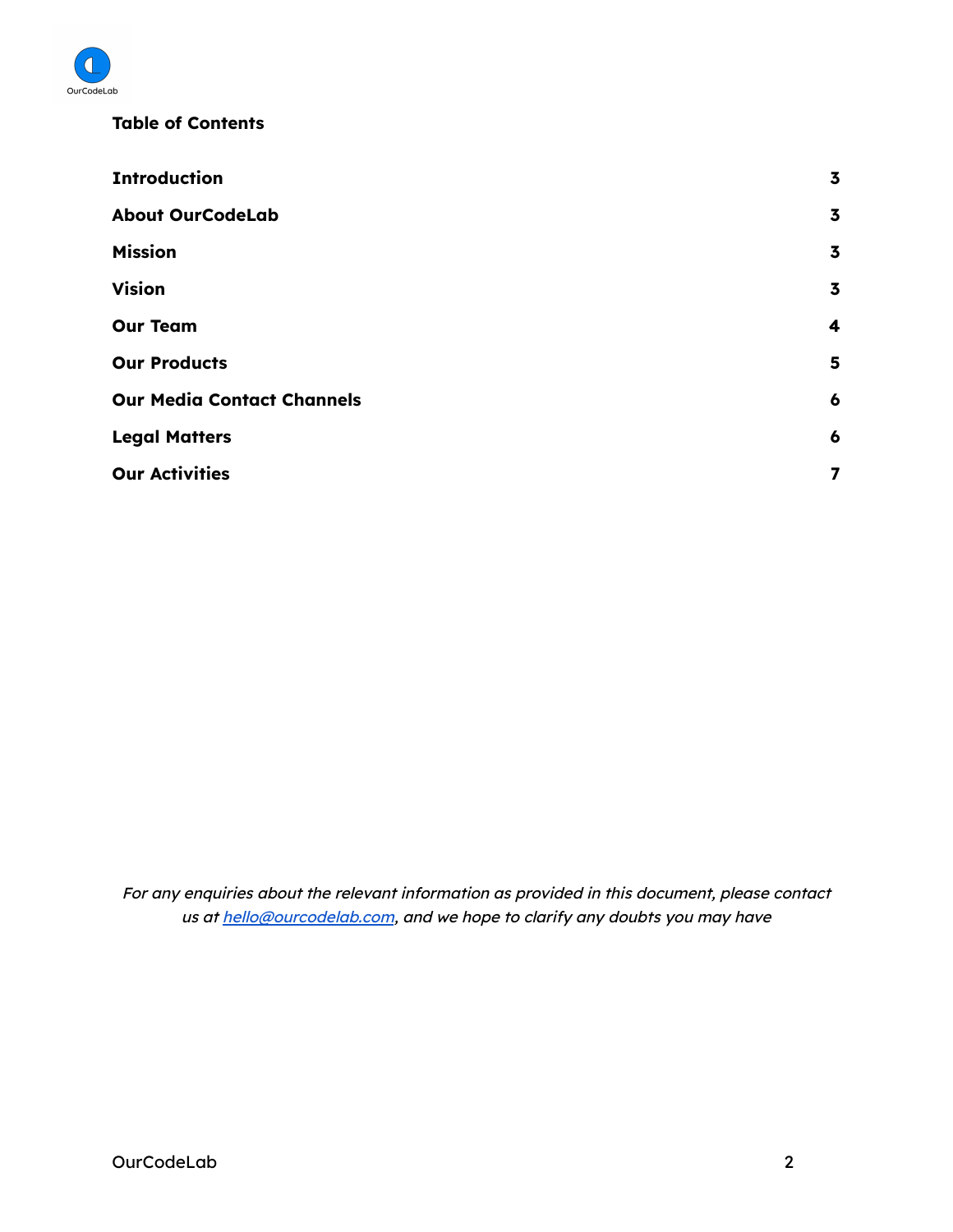## Table of Contents

| | |
|---|---|
| **Introduction** | **3** |
| **About OurCodeLab** | **3** |
| **Mission** | **3** |
| **Vision** | **3** |
| **Our Team** | **4** |
| **Our Products** | **5** |
| **Our Media Contact Channels** | **6** |
| **Legal Matters** | **6** |
| **Our Activities** | **7** |

*For any enquiries about the relevant information as provided in this document, please contact us at [hello@ourcodelab.com](mailto:hello@ourcodelab.com), and we hope to clarify any doubts you may have*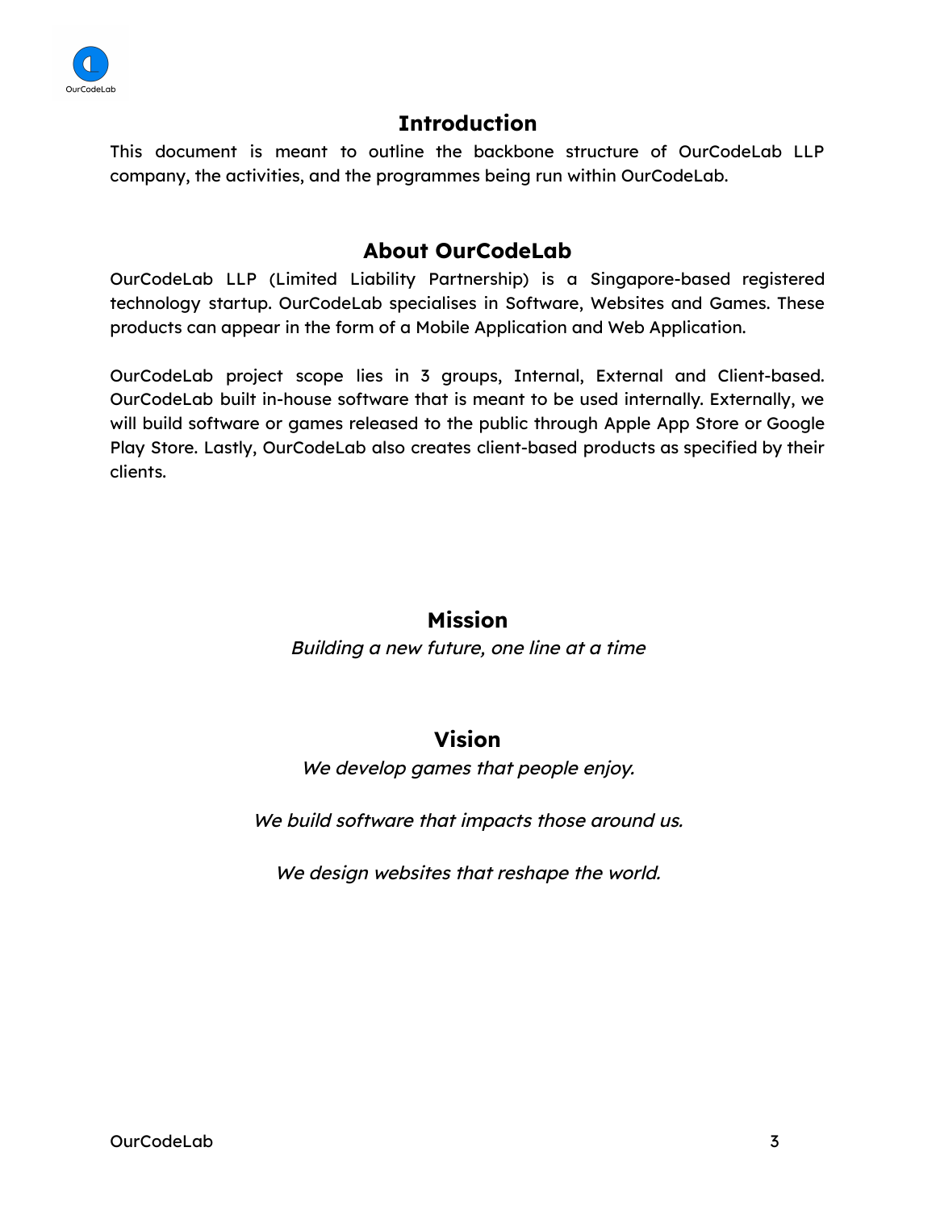## Introduction

This document is meant to outline the backbone structure of OurCodeLab LLP company, the activities, and the programmes being run within OurCodeLab.

## About OurCodeLab

OurCodeLab LLP (Limited Liability Partnership) is a Singapore-based registered technology startup. OurCodeLab specialises in Software, Websites and Games. These products can appear in the form of a Mobile Application and Web Application.

OurCodeLab project scope lies in 3 groups, Internal, External and Client-based. OurCodeLab built in-house software that is meant to be used internally. Externally, we will build software or games released to the public through Apple App Store or Google Play Store. Lastly, OurCodeLab also creates client-based products as specified by their clients.

## Mission

*Building a new future, one line at a time*

## Vision

*We develop games that people enjoy.*

*We build software that impacts those around us.*

*We design websites that reshape the world.*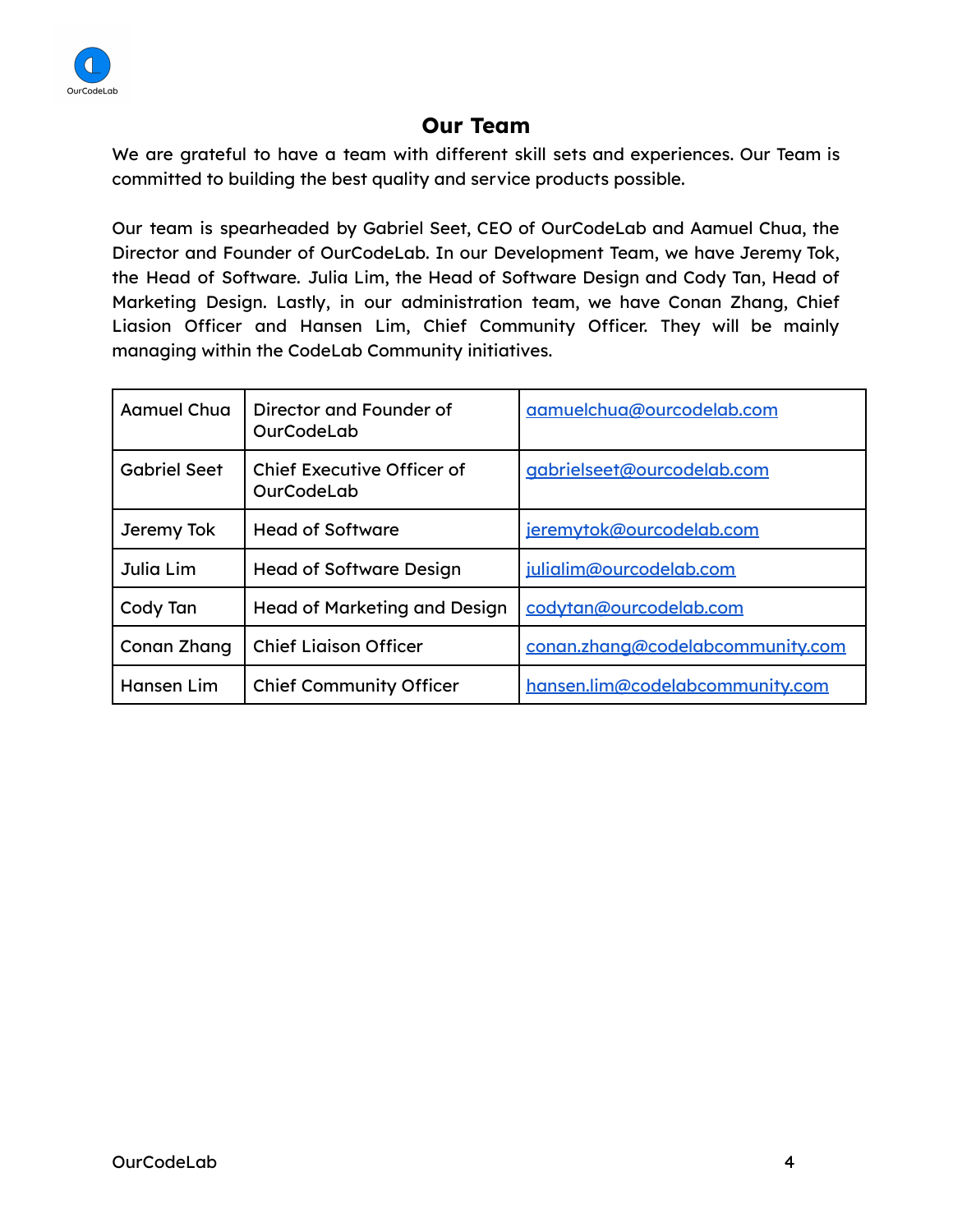# Our Team

We are grateful to have a team with different skill sets and experiences. Our Team is committed to building the best quality and service products possible.

Our team is spearheaded by Gabriel Seet, CEO of OurCodeLab and Aamuel Chua, the Director and Founder of OurCodeLab. In our Development Team, we have Jeremy Tok, the Head of Software. Julia Lim, the Head of Software Design and Cody Tan, Head of Marketing Design. Lastly, in our administration team, we have Conan Zhang, Chief Liasion Officer and Hansen Lim, Chief Community Officer. They will be mainly managing within the CodeLab Community initiatives.

| | | |
|---|---|---|
| Aamuel Chua | Director and Founder of OurCodeLab | aamuelchua@ourcodelab.com |
| Gabriel Seet | Chief Executive Officer of OurCodeLab | gabrielseet@ourcodelab.com |
| Jeremy Tok | Head of Software | jeremytok@ourcodelab.com |
| Julia Lim | Head of Software Design | julialim@ourcodelab.com |
| Cody Tan | Head of Marketing and Design | codytan@ourcodelab.com |
| Conan Zhang | Chief Liaison Officer | conan.zhang@codelabcommunity.com |
| Hansen Lim | Chief Community Officer | hansen.lim@codelabcommunity.com |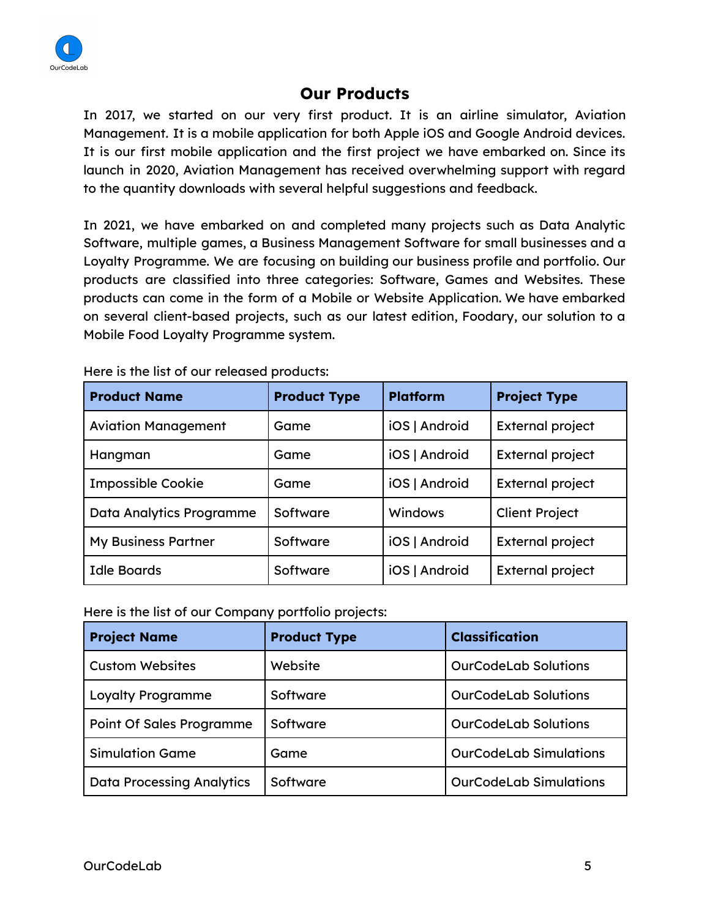## Our Products

In 2017, we started on our very first product. It is an airline simulator, Aviation Management. It is a mobile application for both Apple iOS and Google Android devices. It is our first mobile application and the first project we have embarked on. Since its launch in 2020, Aviation Management has received overwhelming support with regard to the quantity downloads with several helpful suggestions and feedback.

In 2021, we have embarked on and completed many projects such as Data Analytic Software, multiple games, a Business Management Software for small businesses and a Loyalty Programme. We are focusing on building our business profile and portfolio. Our products are classified into three categories: Software, Games and Websites. These products can come in the form of a Mobile or Website Application. We have embarked on several client-based projects, such as our latest edition, Foodary, our solution to a Mobile Food Loyalty Programme system.

Here is the list of our released products:

| Product Name | Product Type | Platform | Project Type |
|---|---|---|---|
| Aviation Management | Game | iOS \| Android | External project |
| Hangman | Game | iOS \| Android | External project |
| Impossible Cookie | Game | iOS \| Android | External project |
| Data Analytics Programme | Software | Windows | Client Project |
| My Business Partner | Software | iOS \| Android | External project |
| Idle Boards | Software | iOS \| Android | External project |

Here is the list of our Company portfolio projects:

| Project Name | Product Type | Classification |
|---|---|---|
| Custom Websites | Website | OurCodeLab Solutions |
| Loyalty Programme | Software | OurCodeLab Solutions |
| Point Of Sales Programme | Software | OurCodeLab Solutions |
| Simulation Game | Game | OurCodeLab Simulations |
| Data Processing Analytics | Software | OurCodeLab Simulations |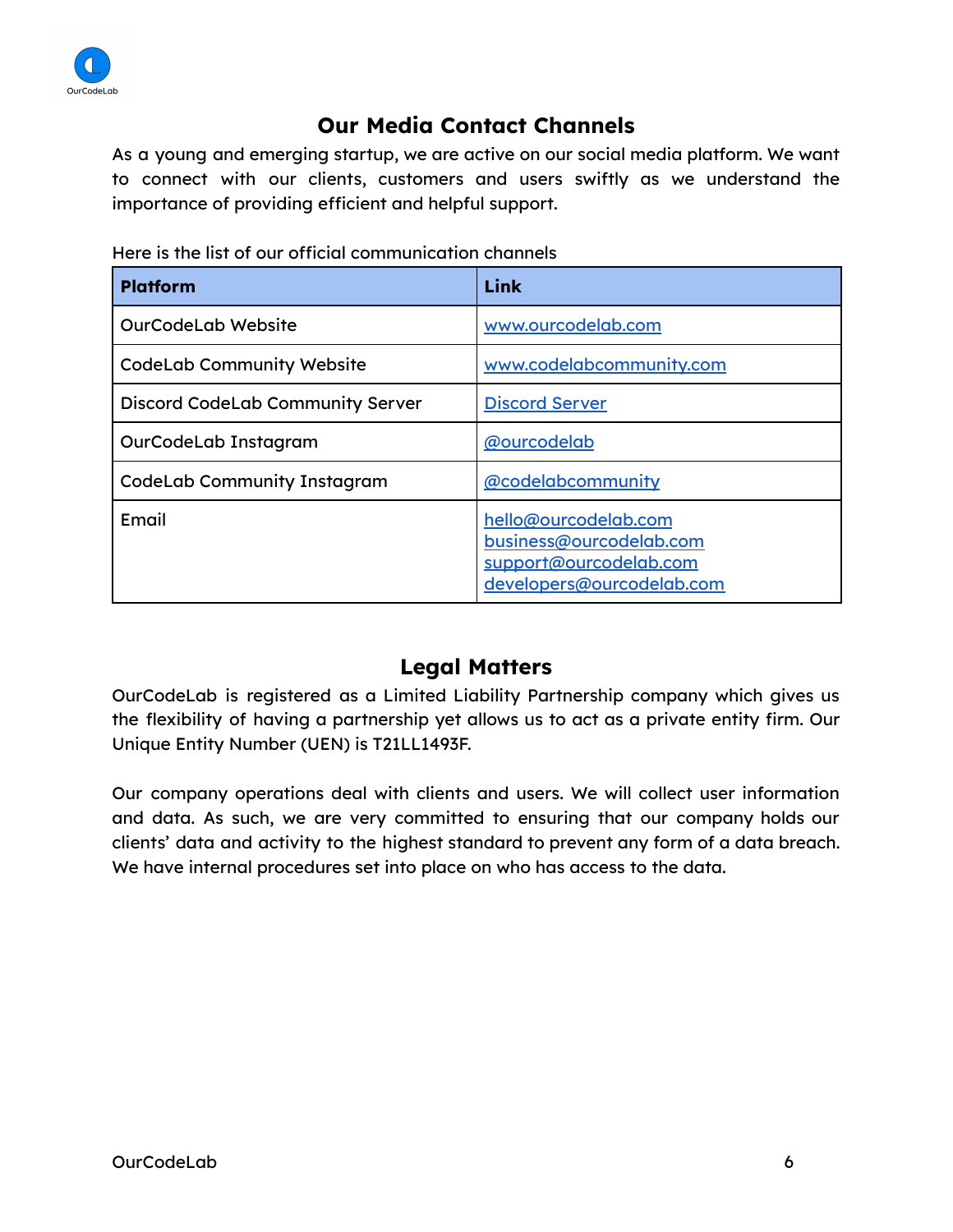## Our Media Contact Channels

As a young and emerging startup, we are active on our social media platform. We want to connect with our clients, customers and users swiftly as we understand the importance of providing efficient and helpful support.

Here is the list of our official communication channels

| Platform | Link |
|---|---|
| OurCodeLab Website | www.ourcodelab.com |
| CodeLab Community Website | www.codelabcommunity.com |
| Discord CodeLab Community Server | Discord Server |
| OurCodeLab Instagram | @ourcodelab |
| CodeLab Community Instagram | @codelabcommunity |
| Email | hello@ourcodelab.com<br>business@ourcodelab.com<br>support@ourcodelab.com<br>developers@ourcodelab.com |

## Legal Matters

OurCodeLab is registered as a Limited Liability Partnership company which gives us the flexibility of having a partnership yet allows us to act as a private entity firm. Our Unique Entity Number (UEN) is T21LL1493F.

Our company operations deal with clients and users. We will collect user information and data. As such, we are very committed to ensuring that our company holds our clients' data and activity to the highest standard to prevent any form of a data breach. We have internal procedures set into place on who has access to the data.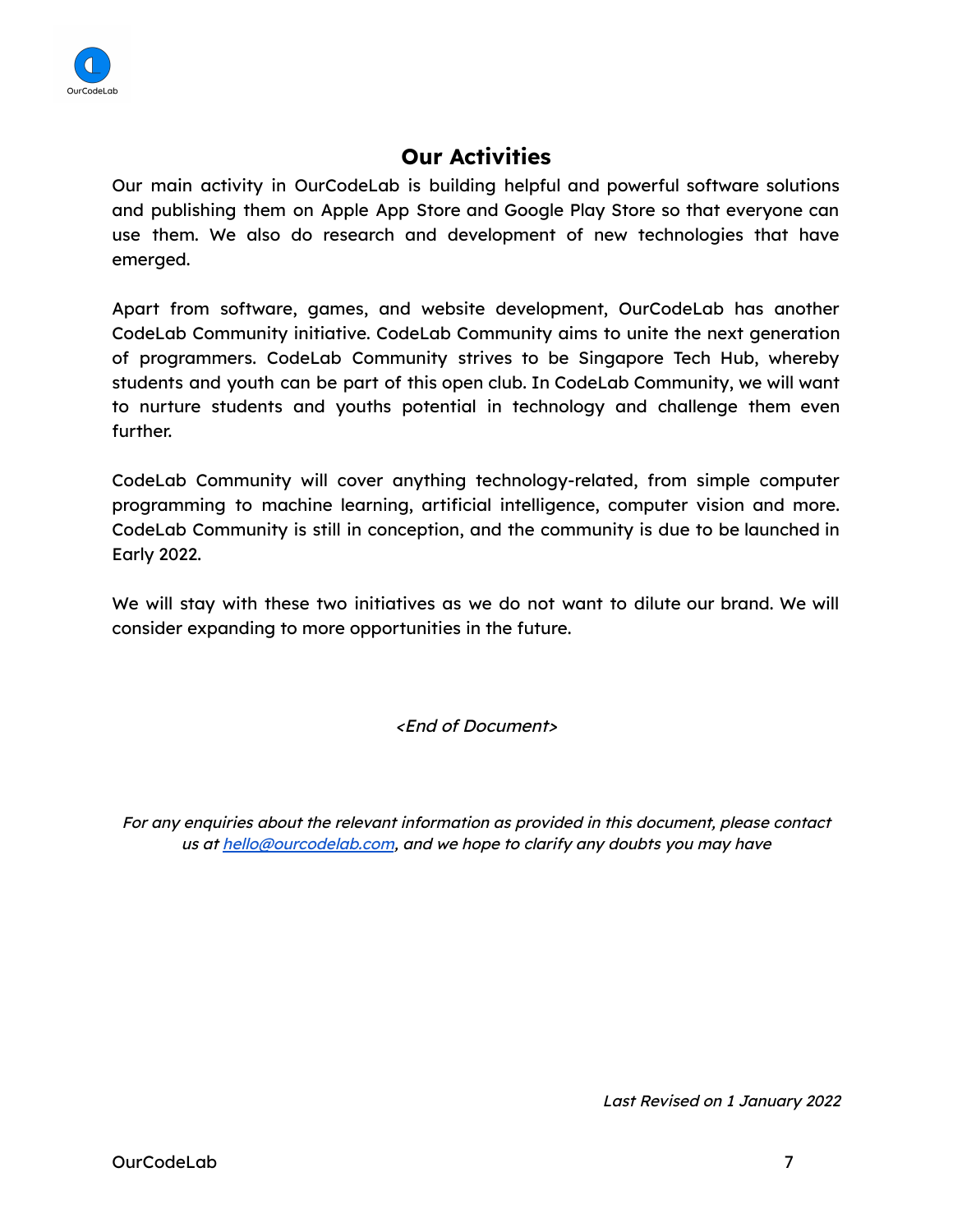## Our Activities

Our main activity in OurCodeLab is building helpful and powerful software solutions and publishing them on Apple App Store and Google Play Store so that everyone can use them. We also do research and development of new technologies that have emerged.

Apart from software, games, and website development, OurCodeLab has another CodeLab Community initiative. CodeLab Community aims to unite the next generation of programmers. CodeLab Community strives to be Singapore Tech Hub, whereby students and youth can be part of this open club. In CodeLab Community, we will want to nurture students and youths potential in technology and challenge them even further.

CodeLab Community will cover anything technology-related, from simple computer programming to machine learning, artificial intelligence, computer vision and more. CodeLab Community is still in conception, and the community is due to be launched in Early 2022.

We will stay with these two initiatives as we do not want to dilute our brand. We will consider expanding to more opportunities in the future.

*<End of Document>*

*For any enquiries about the relevant information as provided in this document, please contact us at [hello@ourcodelab.com](mailto:hello@ourcodelab.com), and we hope to clarify any doubts you may have*

*Last Revised on 1 January 2022*